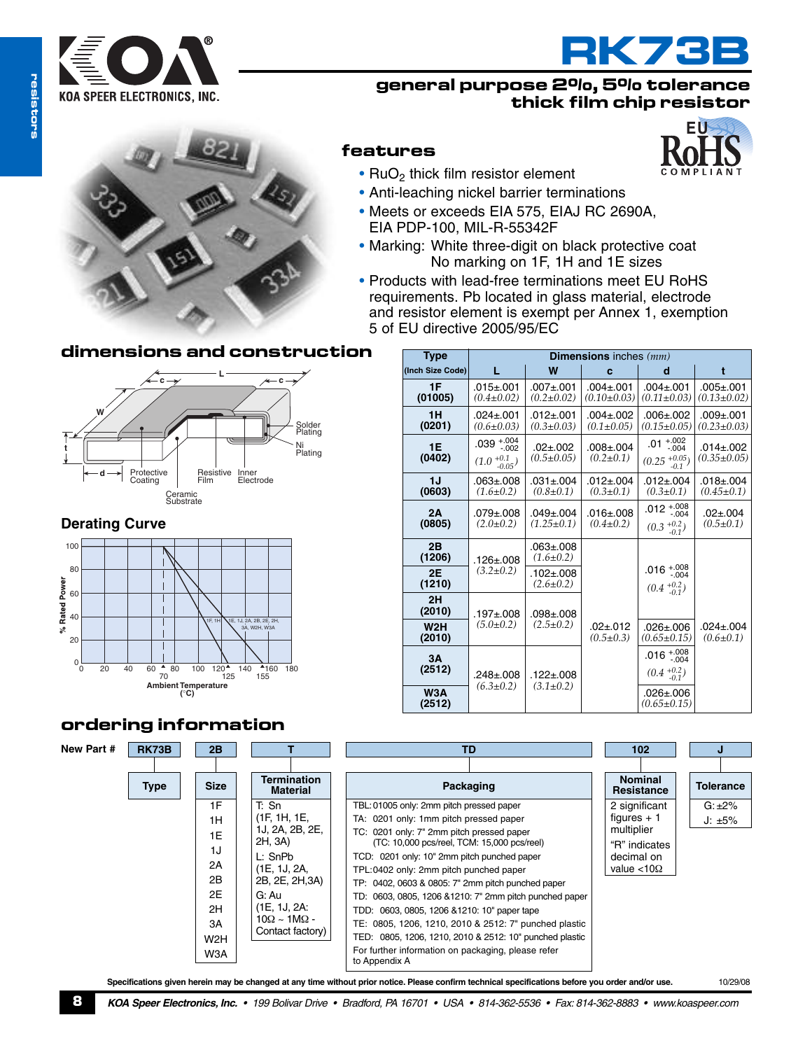# RK73B

## general purpose 2%, 5% tolerance thick film chip resistor

### features

- $RuO_2$ thick film resistor element
- Anti-leaching nickel barrier terminations
- Meets or exceeds EIA 575, EIAJ RC 2690A, EIA PDP-100, MIL-R-55342F
- Marking: White three-digit on black protective coat
  No marking on 1F, 1H and 1E sizes
- Products with lead-free terminations meet EU RoHS requirements. Pb located in glass material, electrode and resistor element is exempt per Annex 1, exemption 5 of EU directive 2005/95/EC

### dimensions and construction

| Type (Inch Size Code) | Dimensions inches *(mm)* | | | | |
|---|---|---|---|---|---|
| | L | W | c | d | t |
| 1F (01005) | .015±.001 *(0.4±0.02)* | .007±.001 *(0.2±0.02)* | .004±.001 *(0.10±0.03)* | .004±.001 *(0.11±0.03)* | .005±.001 *(0.13±0.02)* |
| 1H (0201) | .024±.001 *(0.6±0.03)* | .012±.001 *(0.3±0.03)* | .004±.002 *(0.1±0.05)* | .006±.002 *(0.15±0.05)* | .009±.001 *(0.23±0.03)* |
| 1E (0402) | .039 $^{+.004}_{-.002}$ *(1.0 $^{+0.1}_{-0.05}$)* | .02±.002 *(0.5±0.05)* | .008±.004 *(0.2±0.1)* | .01 $^{+.002}_{-.004}$ *(0.25 $^{+0.05}_{-0.1}$)* | .014±.002 *(0.35±0.05)* |
| 1J (0603) | .063±.008 *(1.6±0.2)* | .031±.004 *(0.8±0.1)* | .012±.004 *(0.3±0.1)* | .012±.004 *(0.3±0.1)* | .018±.004 *(0.45±0.1)* |
| 2A (0805) | .079±.008 *(2.0±0.2)* | .049±.004 *(1.25±0.1)* | .016±.008 *(0.4±0.2)* | .012 $^{+.008}_{-.004}$ *(0.3 $^{+0.2}_{-0.1}$)* | .02±.004 *(0.5±0.1)* |
| 2B (1206) | .126±.008 *(3.2±0.2)* | .063±.008 *(1.6±0.2)* | .02±.012 *(0.5±0.3)* | .016 $^{+.008}_{-.004}$ *(0.4 $^{+0.2}_{-0.1}$)* | .024±.004 *(0.6±0.1)* |
| 2E (1210) | .126±.008 *(3.2±0.2)* | .102±.008 *(2.6±0.2)* | .02±.012 *(0.5±0.3)* | .016 $^{+.008}_{-.004}$ *(0.4 $^{+0.2}_{-0.1}$)* | .024±.004 *(0.6±0.1)* |
| 2H (2010) | .197±.008 *(5.0±0.2)* | .098±.008 *(2.5±0.2)* | .02±.012 *(0.5±0.3)* | .016 $^{+.008}_{-.004}$ *(0.4 $^{+0.2}_{-0.1}$)* | .024±.004 *(0.6±0.1)* |
| W2H (2010) | .197±.008 *(5.0±0.2)* | .098±.008 *(2.5±0.2)* | .02±.012 *(0.5±0.3)* | .026±.006 *(0.65±0.15)* | .024±.004 *(0.6±0.1)* |
| 3A (2512) | .248±.008 *(6.3±0.2)* | .122±.008 *(3.1±0.2)* | .02±.012 *(0.5±0.3)* | .016 $^{+.008}_{-.004}$ *(0.4 $^{+0.2}_{-0.1}$)* | .024±.004 *(0.6±0.1)* |
| W3A (2512) | .248±.008 *(6.3±0.2)* | .122±.008 *(3.1±0.2)* | .02±.012 *(0.5±0.3)* | .026±.006 *(0.65±0.15)* | .024±.004 *(0.6±0.1)* |

### Derating Curve

### ordering information

New Part #: RK73B | 2B | T | TD | 102 | J

| Type | Size | Termination Material | Packaging | Nominal Resistance | Tolerance |
|---|---|---|---|---|---|
| RK73B | 1F, 1H, 1E, 1J, 2A, 2B, 2E, 2H, 3A, W2H, W3A | T: Sn (1F, 1H, 1E, 1J, 2A, 2B, 2E, 2H, 3A)<br>L: SnPb (1E, 1J, 2A, 2B, 2E, 2H,3A)<br>G: Au (1E, 1J, 2A: 10Ω ~ 1MΩ - Contact factory) | TBL: 01005 only: 2mm pitch pressed paper<br>TA: 0201 only: 1mm pitch pressed paper<br>TC: 0201 only: 7" 2mm pitch pressed paper (TC: 10,000 pcs/reel, TCM: 15,000 pcs/reel)<br>TCD: 0201 only: 10" 2mm pitch punched paper<br>TPL: 0402 only: 2mm pitch punched paper<br>TP: 0402, 0603 & 0805: 7" 2mm pitch punched paper<br>TD: 0603, 0805, 1206 &1210: 7" 2mm pitch punched paper<br>TDD: 0603, 0805, 1206 &1210: 10" paper tape<br>TE: 0805, 1206, 1210, 2010 & 2512: 7" punched plastic<br>TED: 0805, 1206, 1210, 2010 & 2512: 10" punched plastic<br>For further information on packaging, please refer to Appendix A | 2 significant figures + 1 multiplier<br>"R" indicates decimal on value <10Ω | G: ±2%<br>J: ±5% |

Specifications given herein may be changed at any time without prior notice. Please confirm technical specifications before you order and/or use.

10/29/08

KOA Speer Electronics, Inc. • 199 Bolivar Drive • Bradford, PA 16701 • USA • 814-362-5536 • Fax: 814-362-8883 • www.koaspeer.com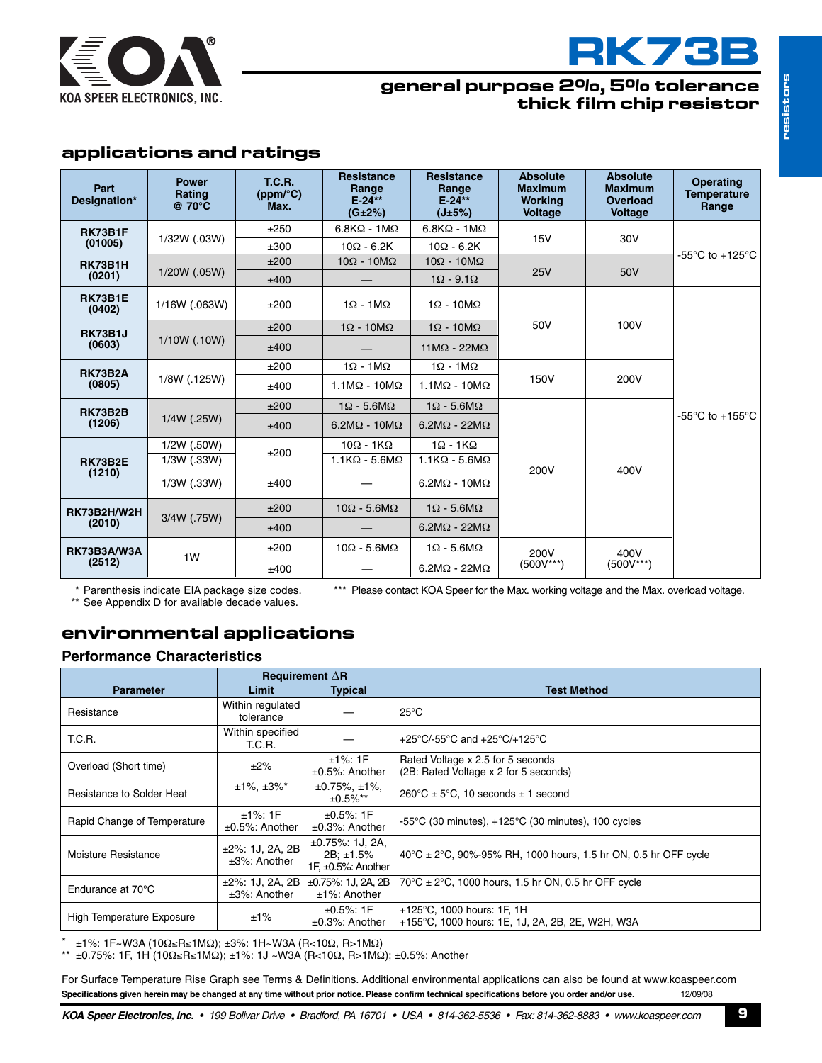# RK73B

## general purpose 2%, 5% tolerance thick film chip resistor

## applications and ratings

| Part Designation* | Power Rating @ 70°C | T.C.R. (ppm/°C) Max. | Resistance Range E-24** (G±2%) | Resistance Range E-24** (J±5%) | Absolute Maximum Working Voltage | Absolute Maximum Overload Voltage | Operating Temperature Range |
|---|---|---|---|---|---|---|---|
| RK73B1F (01005) | 1/32W (.03W) | ±250 | 6.8KΩ - 1MΩ | 6.8KΩ - 1MΩ | 15V | 30V | -55°C to +125°C |
| | | ±300 | 10Ω - 6.2K | 10Ω - 6.2K | | | |
| RK73B1H (0201) | 1/20W (.05W) | ±200 | 10Ω - 10MΩ | 10Ω - 10MΩ | 25V | 50V | |
| | | ±400 | — | 1Ω - 9.1Ω | | | |
| RK73B1E (0402) | 1/16W (.063W) | ±200 | 1Ω - 1MΩ | 1Ω - 10MΩ | 50V | 100V | -55°C to +155°C |
| RK73B1J (0603) | 1/10W (.10W) | ±200 | 1Ω - 10MΩ | 1Ω - 10MΩ | | | |
| | | ±400 | — | 11MΩ - 22MΩ | | | |
| RK73B2A (0805) | 1/8W (.125W) | ±200 | 1Ω - 1MΩ | 1Ω - 1MΩ | 150V | 200V | |
| | | ±400 | 1.1MΩ - 10MΩ | 1.1MΩ - 10MΩ | | | |
| RK73B2B (1206) | 1/4W (.25W) | ±200 | 1Ω - 5.6MΩ | 1Ω - 5.6MΩ | 200V | 400V | |
| | | ±400 | 6.2MΩ - 10MΩ | 6.2MΩ - 22MΩ | | | |
| RK73B2E (1210) | 1/2W (.50W) | ±200 | 10Ω - 1KΩ | 1Ω - 1KΩ | | | |
| | 1/3W (.33W) | | 1.1KΩ - 5.6MΩ | 1.1KΩ - 5.6MΩ | | | |
| | 1/3W (.33W) | ±400 | — | 6.2MΩ - 10MΩ | | | |
| RK73B2H/W2H (2010) | 3/4W (.75W) | ±200 | 10Ω - 5.6MΩ | 1Ω - 5.6MΩ | | | |
| | | ±400 | — | 6.2MΩ - 22MΩ | | | |
| RK73B3A/W3A (2512) | 1W | ±200 | 10Ω - 5.6MΩ | 1Ω - 5.6MΩ | 200V (500V***) | 400V (500V***) | |
| | | ±400 | — | 6.2MΩ - 22MΩ | | | |

\* Parenthesis indicate EIA package size codes.
\** See Appendix D for available decade values.
\*** Please contact KOA Speer for the Max. working voltage and the Max. overload voltage.

## environmental applications

### Performance Characteristics

| Parameter | Requirement ΔR Limit | Requirement ΔR Typical | Test Method |
|---|---|---|---|
| Resistance | Within regulated tolerance | — | 25°C |
| T.C.R. | Within specified T.C.R. | — | +25°C/-55°C and +25°C/+125°C |
| Overload (Short time) | ±2% | ±1%: 1F ±0.5%: Another | Rated Voltage x 2.5 for 5 seconds (2B: Rated Voltage x 2 for 5 seconds) |
| Resistance to Solder Heat | ±1%, ±3%* | ±0.75%, ±1%, ±0.5%** | 260°C ± 5°C, 10 seconds ± 1 second |
| Rapid Change of Temperature | ±1%: 1F ±0.5%: Another | ±0.5%: 1F ±0.3%: Another | -55°C (30 minutes), +125°C (30 minutes), 100 cycles |
| Moisture Resistance | ±2%: 1J, 2A, 2B ±3%: Another | ±0.75%: 1J, 2A, 2B; ±1.5% 1F, ±0.5%: Another | 40°C ± 2°C, 90%-95% RH, 1000 hours, 1.5 hr ON, 0.5 hr OFF cycle |
| Endurance at 70°C | ±2%: 1J, 2A, 2B ±3%: Another | ±0.75%: 1J, 2A, 2B ±1%: Another | 70°C ± 2°C, 1000 hours, 1.5 hr ON, 0.5 hr OFF cycle |
| High Temperature Exposure | ±1% | ±0.5%: 1F ±0.3%: Another | +125°C, 1000 hours: 1F, 1H +155°C, 1000 hours: 1E, 1J, 2A, 2B, 2E, W2H, W3A |

\* ±1%: 1F~W3A (10Ω≤R≤1MΩ); ±3%: 1H~W3A (R<10Ω, R>1MΩ)
\** ±0.75%: 1F, 1H (10Ω≤R≤1MΩ); ±1%: 1J ~W3A (R<10Ω, R>1MΩ); ±0.5%: Another

For Surface Temperature Rise Graph see Terms & Definitions. Additional environmental applications can also be found at www.koaspeer.com

**Specifications given herein may be changed at any time without prior notice. Please confirm technical specifications before you order and/or use.** 12/09/08

*KOA Speer Electronics, Inc. • 199 Bolivar Drive • Bradford, PA 16701 • USA • 814-362-5536 • Fax: 814-362-8883 • www.koaspeer.com*